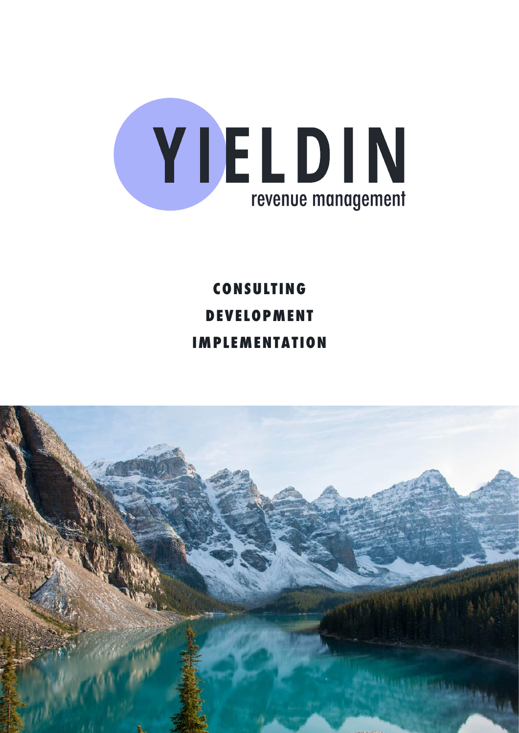# YIELDIN

revenue management

**CONSULTING**

**DEVELOPMENT**

**IMPLEMENTATION**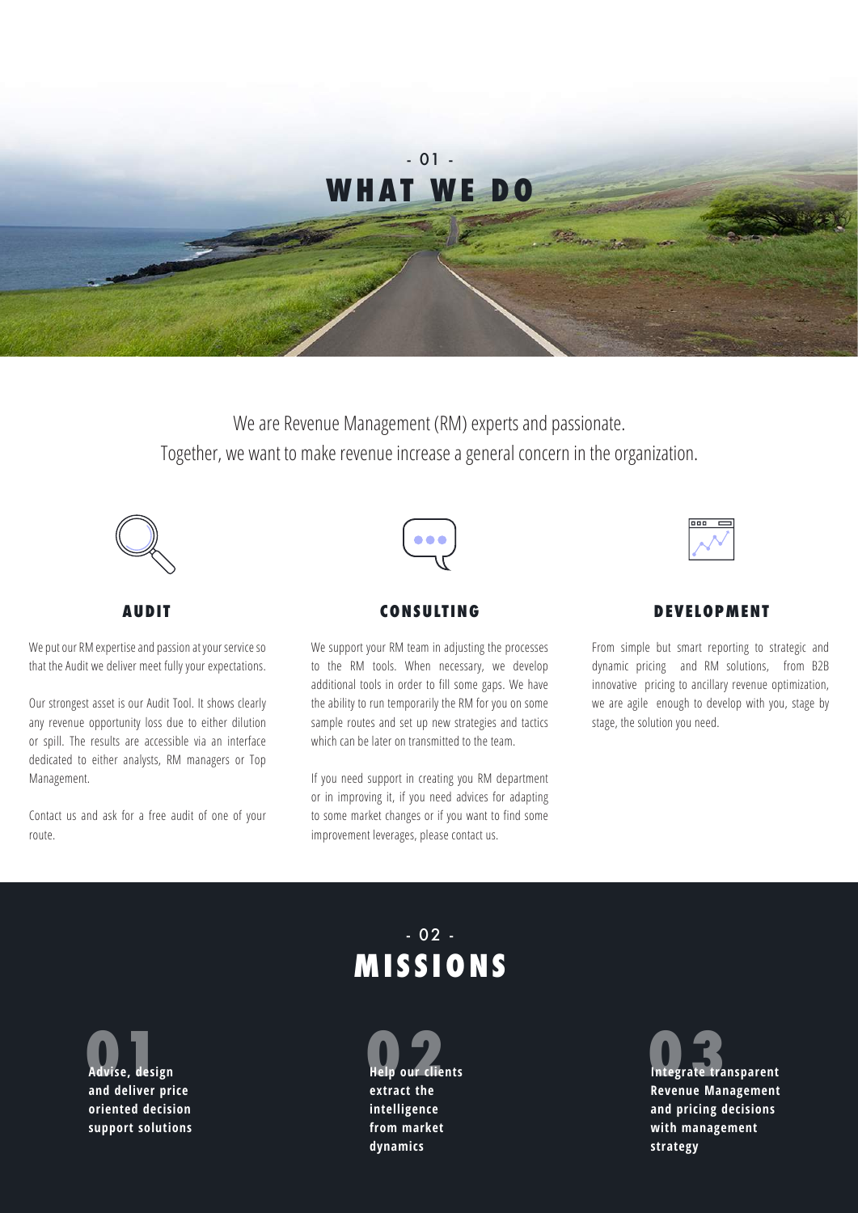- 01 -

# WHAT WE DO

We are Revenue Management (RM) experts and passionate.
Together, we want to make revenue increase a general concern in the organization.

## AUDIT

We put our RM expertise and passion at your service so that the Audit we deliver meet fully your expectations.

Our strongest asset is our Audit Tool. It shows clearly any revenue opportunity loss due to either dilution or spill. The results are accessible via an interface dedicated to either analysts, RM managers or Top Management.

Contact us and ask for a free audit of one of your route.

## CONSULTING

We support your RM team in adjusting the processes to the RM tools. When necessary, we develop additional tools in order to fill some gaps. We have the ability to run temporarily the RM for you on some sample routes and set up new strategies and tactics which can be later on transmitted to the team.

If you need support in creating you RM department or in improving it, if you need advices for adapting to some market changes or if you want to find some improvement leverages, please contact us.

## DEVELOPMENT

From simple but smart reporting to strategic and dynamic pricing and RM solutions, from B2B innovative pricing to ancillary revenue optimization, we are agile enough to develop with you, stage by stage, the solution you need.

- 02 -

# MISSIONS

**01** **Advise, design and deliver price oriented decision support solutions**

**02** **Help our clients extract the intelligence from market dynamics**

**03** **Integrate transparent Revenue Management and pricing decisions with management strategy**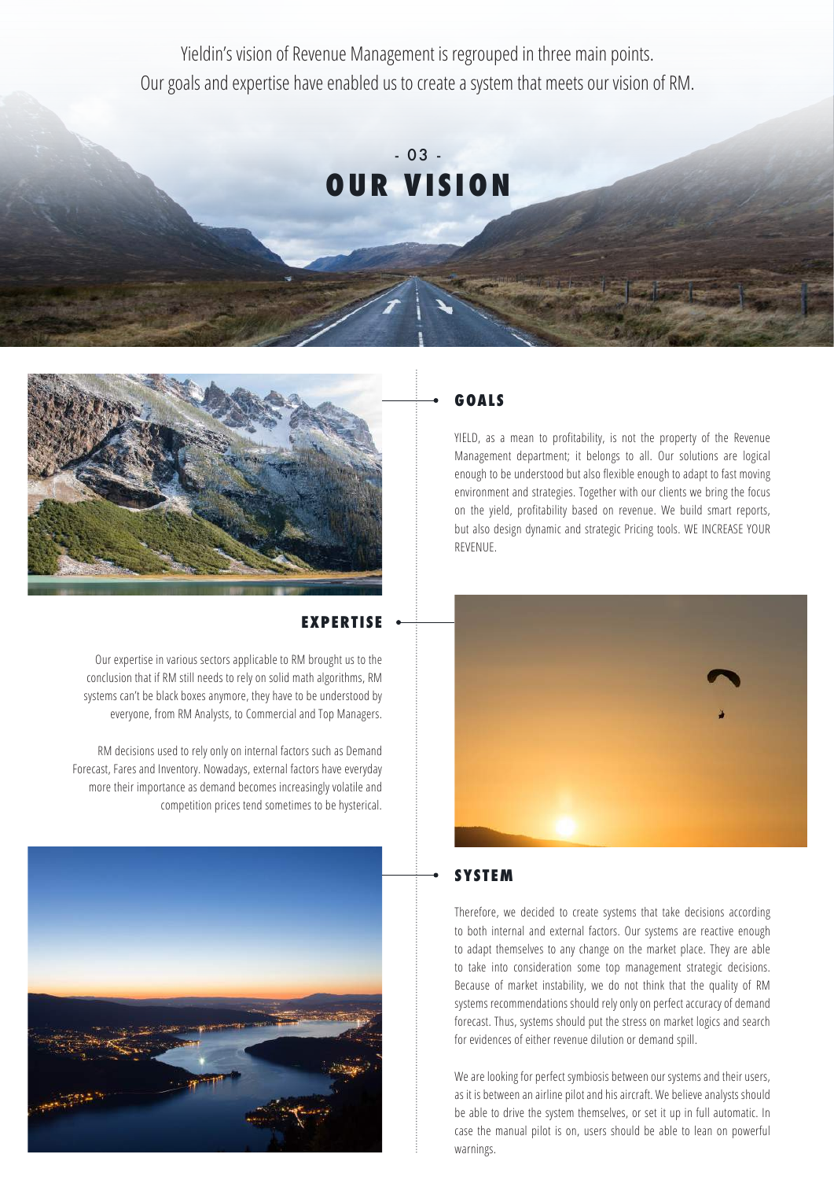Yieldin's vision of Revenue Management is regrouped in three main points.
Our goals and expertise have enabled us to create a system that meets our vision of RM.

- 03 -

# OUR VISION

## GOALS

YIELD, as a mean to profitability, is not the property of the Revenue Management department; it belongs to all. Our solutions are logical enough to be understood but also flexible enough to adapt to fast moving environment and strategies. Together with our clients we bring the focus on the yield, profitability based on revenue. We build smart reports, but also design dynamic and strategic Pricing tools. WE INCREASE YOUR REVENUE.

## EXPERTISE

Our expertise in various sectors applicable to RM brought us to the conclusion that if RM still needs to rely on solid math algorithms, RM systems can't be black boxes anymore, they have to be understood by everyone, from RM Analysts, to Commercial and Top Managers.

RM decisions used to rely only on internal factors such as Demand Forecast, Fares and Inventory. Nowadays, external factors have everyday more their importance as demand becomes increasingly volatile and competition prices tend sometimes to be hysterical.

## SYSTEM

Therefore, we decided to create systems that take decisions according to both internal and external factors. Our systems are reactive enough to adapt themselves to any change on the market place. They are able to take into consideration some top management strategic decisions. Because of market instability, we do not think that the quality of RM systems recommendations should rely only on perfect accuracy of demand forecast. Thus, systems should put the stress on market logics and search for evidences of either revenue dilution or demand spill.

We are looking for perfect symbiosis between our systems and their users, as it is between an airline pilot and his aircraft. We believe analysts should be able to drive the system themselves, or set it up in full automatic. In case the manual pilot is on, users should be able to lean on powerful warnings.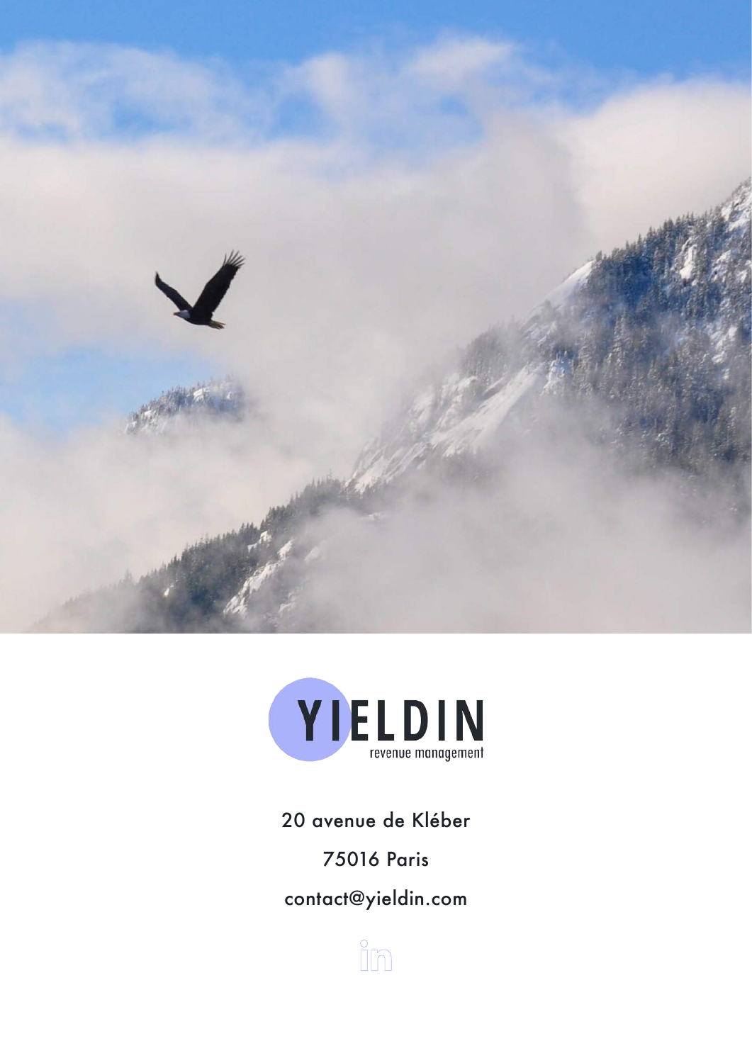YIELDIN

revenue management

20 avenue de Kléber

75016 Paris

contact@yieldin.com